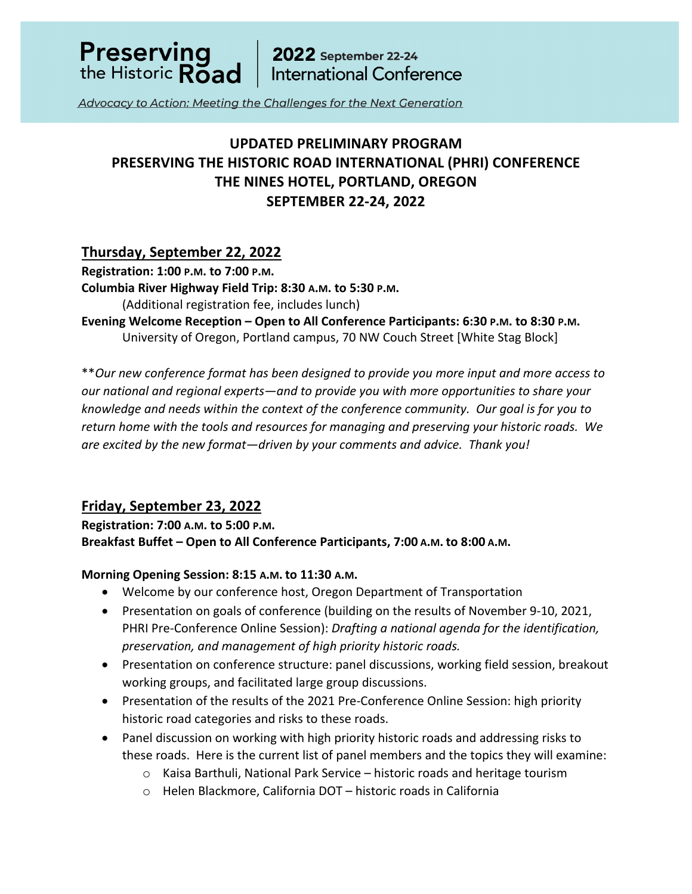Preserving the Historic Road | 2022 September 22-24 International Conference

*Advocacy to Action: Meeting the Challenges for the Next Generation*

# UPDATED PRELIMINARY PROGRAM
# PRESERVING THE HISTORIC ROAD INTERNATIONAL (PHRI) CONFERENCE
# THE NINES HOTEL, PORTLAND, OREGON
# SEPTEMBER 22-24, 2022

## Thursday, September 22, 2022

**Registration: 1:00 P.M. to 7:00 P.M.**

**Columbia River Highway Field Trip: 8:30 A.M. to 5:30 P.M.**
(Additional registration fee, includes lunch)

**Evening Welcome Reception – Open to All Conference Participants: 6:30 P.M. to 8:30 P.M.**
University of Oregon, Portland campus, 70 NW Couch Street [White Stag Block]

\*\**Our new conference format has been designed to provide you more input and more access to our national and regional experts—and to provide you with more opportunities to share your knowledge and needs within the context of the conference community. Our goal is for you to return home with the tools and resources for managing and preserving your historic roads. We are excited by the new format—driven by your comments and advice. Thank you!*

## Friday, September 23, 2022

**Registration: 7:00 A.M. to 5:00 P.M.**

**Breakfast Buffet – Open to All Conference Participants, 7:00 A.M. to 8:00 A.M.**

**Morning Opening Session: 8:15 A.M. to 11:30 A.M.**

- Welcome by our conference host, Oregon Department of Transportation
- Presentation on goals of conference (building on the results of November 9-10, 2021, PHRI Pre-Conference Online Session): *Drafting a national agenda for the identification, preservation, and management of high priority historic roads.*
- Presentation on conference structure: panel discussions, working field session, breakout working groups, and facilitated large group discussions.
- Presentation of the results of the 2021 Pre-Conference Online Session: high priority historic road categories and risks to these roads.
- Panel discussion on working with high priority historic roads and addressing risks to these roads. Here is the current list of panel members and the topics they will examine:
    - Kaisa Barthuli, National Park Service – historic roads and heritage tourism
    - Helen Blackmore, California DOT – historic roads in California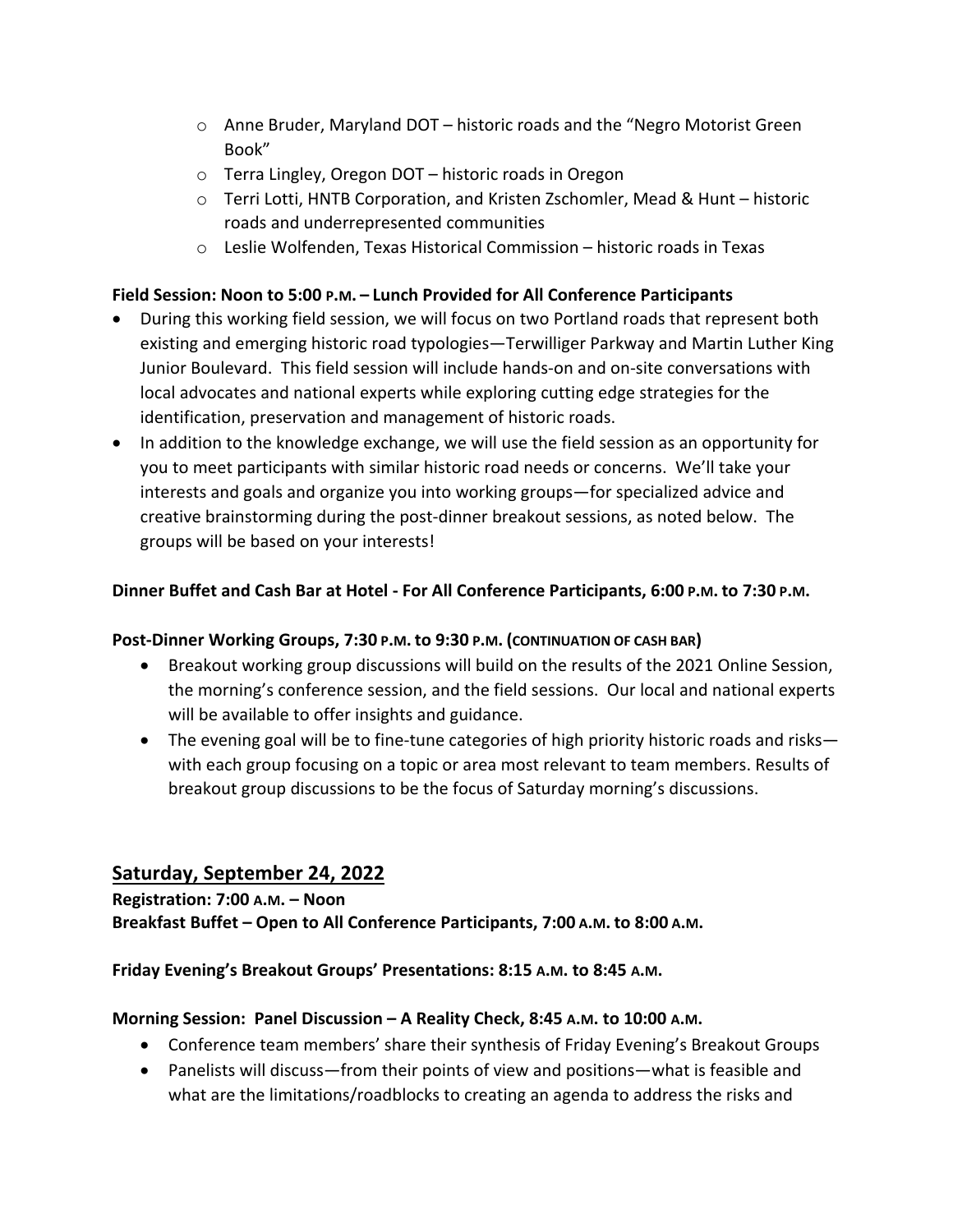- Anne Bruder, Maryland DOT – historic roads and the "Negro Motorist Green Book"
    - Terra Lingley, Oregon DOT – historic roads in Oregon
    - Terri Lotti, HNTB Corporation, and Kristen Zschomler, Mead & Hunt – historic roads and underrepresented communities
    - Leslie Wolfenden, Texas Historical Commission – historic roads in Texas

**Field Session: Noon to 5:00 P.M. – Lunch Provided for All Conference Participants**

- During this working field session, we will focus on two Portland roads that represent both existing and emerging historic road typologies—Terwilliger Parkway and Martin Luther King Junior Boulevard. This field session will include hands-on and on-site conversations with local advocates and national experts while exploring cutting edge strategies for the identification, preservation and management of historic roads.
- In addition to the knowledge exchange, we will use the field session as an opportunity for you to meet participants with similar historic road needs or concerns. We'll take your interests and goals and organize you into working groups—for specialized advice and creative brainstorming during the post-dinner breakout sessions, as noted below. The groups will be based on your interests!

**Dinner Buffet and Cash Bar at Hotel - For All Conference Participants, 6:00 P.M. to 7:30 P.M.**

**Post-Dinner Working Groups, 7:30 P.M. to 9:30 P.M. (CONTINUATION OF CASH BAR)**

- Breakout working group discussions will build on the results of the 2021 Online Session, the morning's conference session, and the field sessions. Our local and national experts will be available to offer insights and guidance.
- The evening goal will be to fine-tune categories of high priority historic roads and risks—with each group focusing on a topic or area most relevant to team members. Results of breakout group discussions to be the focus of Saturday morning's discussions.

## Saturday, September 24, 2022

**Registration: 7:00 A.M. – Noon**
**Breakfast Buffet – Open to All Conference Participants, 7:00 A.M. to 8:00 A.M.**

**Friday Evening's Breakout Groups' Presentations: 8:15 A.M. to 8:45 A.M.**

**Morning Session: Panel Discussion – A Reality Check, 8:45 A.M. to 10:00 A.M.**

- Conference team members' share their synthesis of Friday Evening's Breakout Groups
- Panelists will discuss—from their points of view and positions—what is feasible and what are the limitations/roadblocks to creating an agenda to address the risks and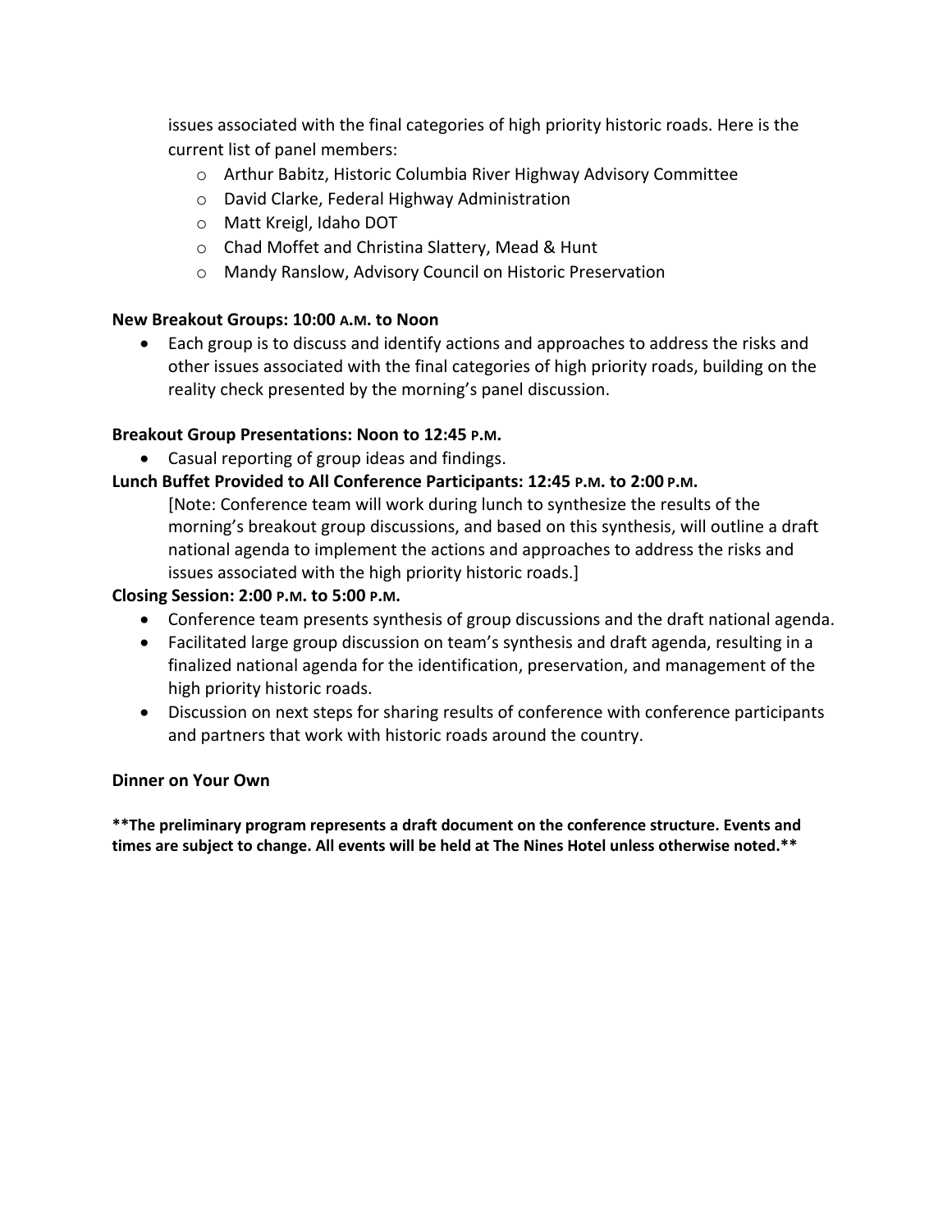issues associated with the final categories of high priority historic roads. Here is the current list of panel members:

- Arthur Babitz, Historic Columbia River Highway Advisory Committee
- David Clarke, Federal Highway Administration
- Matt Kreigl, Idaho DOT
- Chad Moffet and Christina Slattery, Mead & Hunt
- Mandy Ranslow, Advisory Council on Historic Preservation

**New Breakout Groups: 10:00 A.M. to Noon**

- Each group is to discuss and identify actions and approaches to address the risks and other issues associated with the final categories of high priority roads, building on the reality check presented by the morning's panel discussion.

**Breakout Group Presentations: Noon to 12:45 P.M.**

- Casual reporting of group ideas and findings.

**Lunch Buffet Provided to All Conference Participants: 12:45 P.M. to 2:00 P.M.**

[Note: Conference team will work during lunch to synthesize the results of the morning's breakout group discussions, and based on this synthesis, will outline a draft national agenda to implement the actions and approaches to address the risks and issues associated with the high priority historic roads.]

**Closing Session: 2:00 P.M. to 5:00 P.M.**

- Conference team presents synthesis of group discussions and the draft national agenda.
- Facilitated large group discussion on team's synthesis and draft agenda, resulting in a finalized national agenda for the identification, preservation, and management of the high priority historic roads.
- Discussion on next steps for sharing results of conference with conference participants and partners that work with historic roads around the country.

**Dinner on Your Own**

****The preliminary program represents a draft document on the conference structure. Events and times are subject to change. All events will be held at The Nines Hotel unless otherwise noted.****